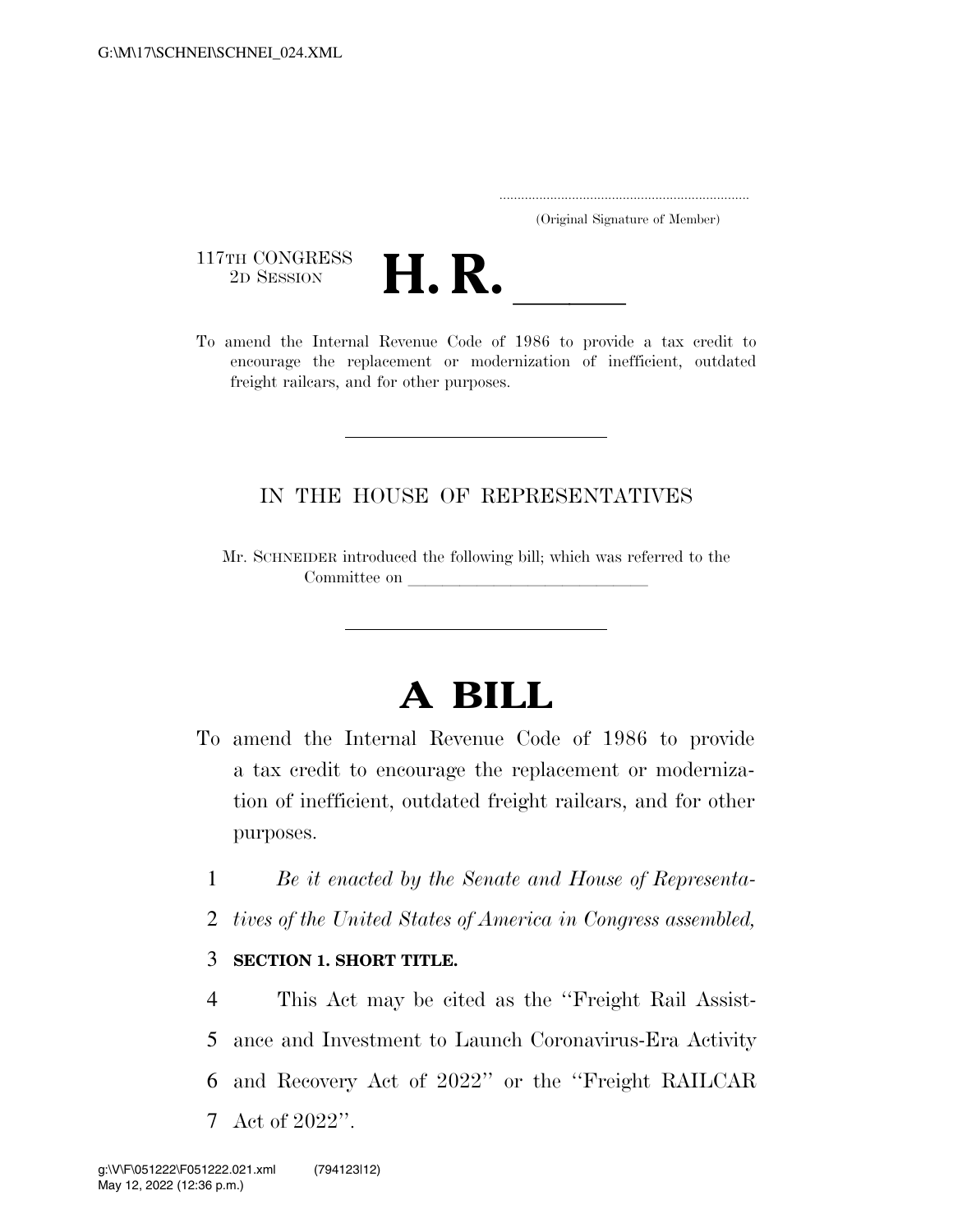.....................................................................

(Original Signature of Member)

117TH CONGRESS
2D SESSION

# H. R. \_\_\_\_\_\_

To amend the Internal Revenue Code of 1986 to provide a tax credit to encourage the replacement or modernization of inefficient, outdated freight railcars, and for other purposes.

---

IN THE HOUSE OF REPRESENTATIVES

Mr. SCHNEIDER introduced the following bill; which was referred to the Committee on \_\_\_\_\_\_\_\_\_\_\_\_\_\_\_\_\_\_\_\_\_\_\_\_\_\_\_\_\_\_

---

# A BILL

To amend the Internal Revenue Code of 1986 to provide a tax credit to encourage the replacement or modernization of inefficient, outdated freight railcars, and for other purposes.

1 *Be it enacted by the Senate and House of Representa-*
2 *tives of the United States of America in Congress assembled,*

3 **SECTION 1. SHORT TITLE.**

4 This Act may be cited as the "Freight Rail Assist-
5 ance and Investment to Launch Coronavirus-Era Activity
6 and Recovery Act of 2022" or the "Freight RAILCAR
7 Act of 2022".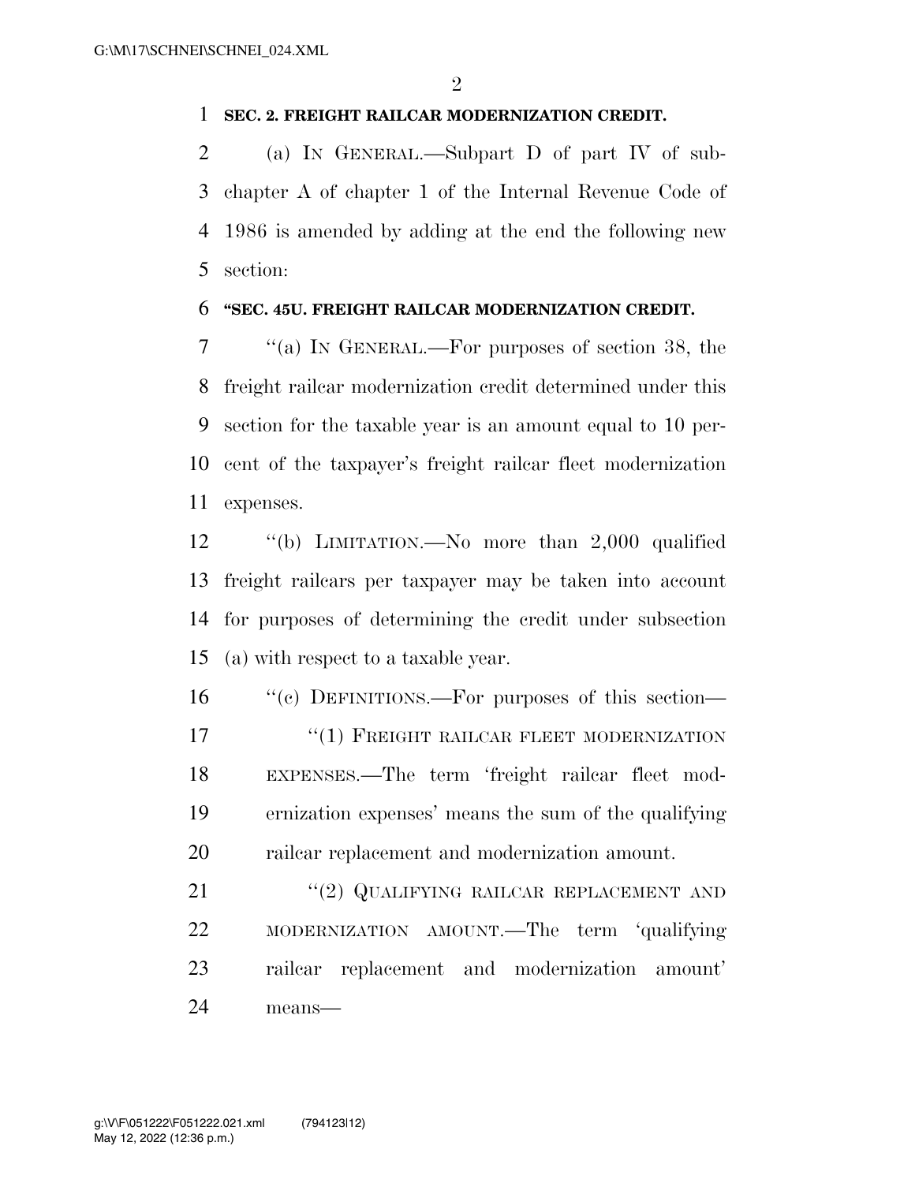**SEC. 2. FREIGHT RAILCAR MODERNIZATION CREDIT.**

(a) IN GENERAL.—Subpart D of part IV of subchapter A of chapter 1 of the Internal Revenue Code of 1986 is amended by adding at the end the following new section:

**"SEC. 45U. FREIGHT RAILCAR MODERNIZATION CREDIT.**

"(a) IN GENERAL.—For purposes of section 38, the freight railcar modernization credit determined under this section for the taxable year is an amount equal to 10 percent of the taxpayer's freight railcar fleet modernization expenses.

"(b) LIMITATION.—No more than 2,000 qualified freight railcars per taxpayer may be taken into account for purposes of determining the credit under subsection (a) with respect to a taxable year.

"(c) DEFINITIONS.—For purposes of this section—

"(1) FREIGHT RAILCAR FLEET MODERNIZATION EXPENSES.—The term 'freight railcar fleet modernization expenses' means the sum of the qualifying railcar replacement and modernization amount.

"(2) QUALIFYING RAILCAR REPLACEMENT AND MODERNIZATION AMOUNT.—The term 'qualifying railcar replacement and modernization amount' means—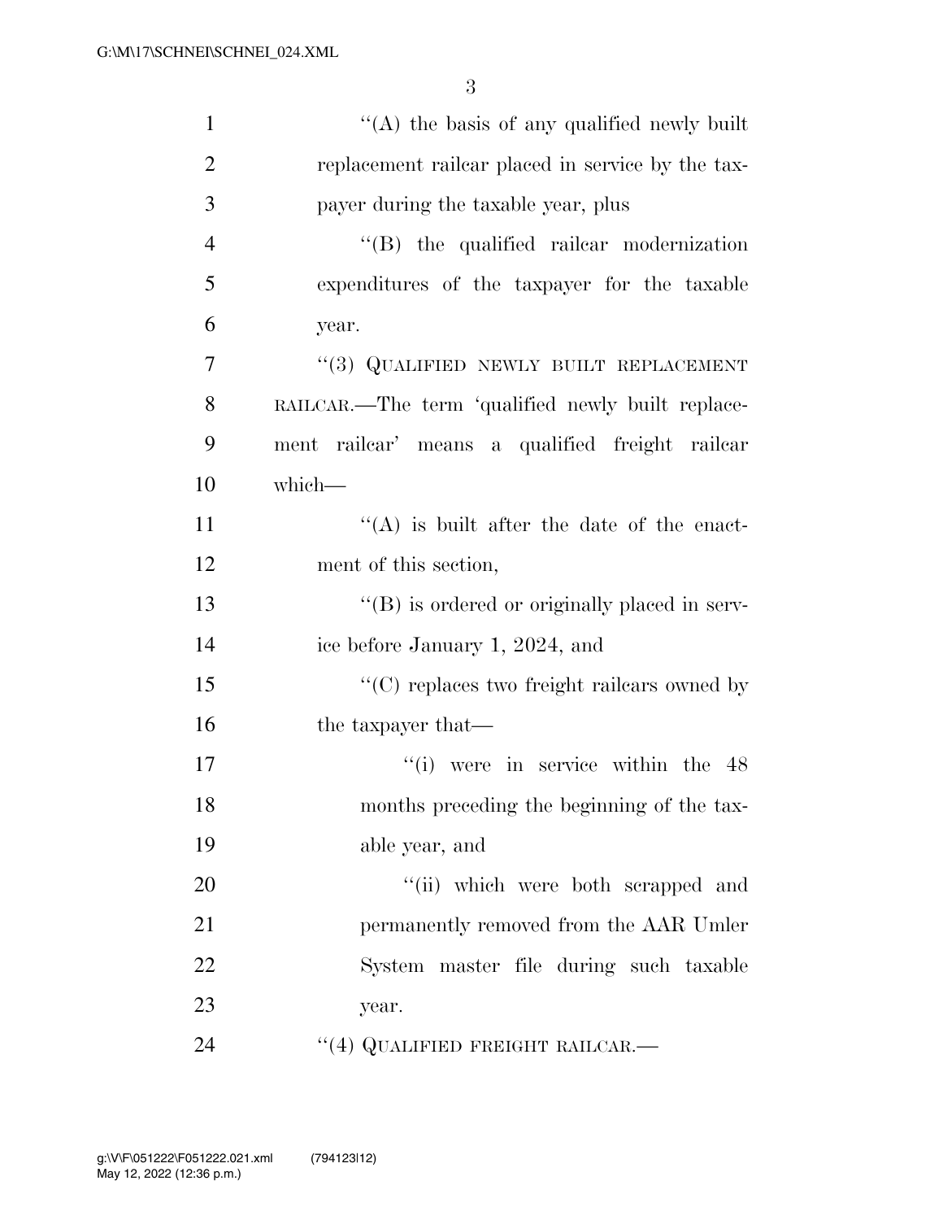"(A) the basis of any qualified newly built replacement railcar placed in service by the taxpayer during the taxable year, plus

"(B) the qualified railcar modernization expenditures of the taxpayer for the taxable year.

"(3) QUALIFIED NEWLY BUILT REPLACEMENT RAILCAR.—The term 'qualified newly built replacement railcar' means a qualified freight railcar which—

"(A) is built after the date of the enactment of this section,

"(B) is ordered or originally placed in service before January 1, 2024, and

"(C) replaces two freight railcars owned by the taxpayer that—

"(i) were in service within the 48 months preceding the beginning of the taxable year, and

"(ii) which were both scrapped and permanently removed from the AAR Umler System master file during such taxable year.

"(4) QUALIFIED FREIGHT RAILCAR.—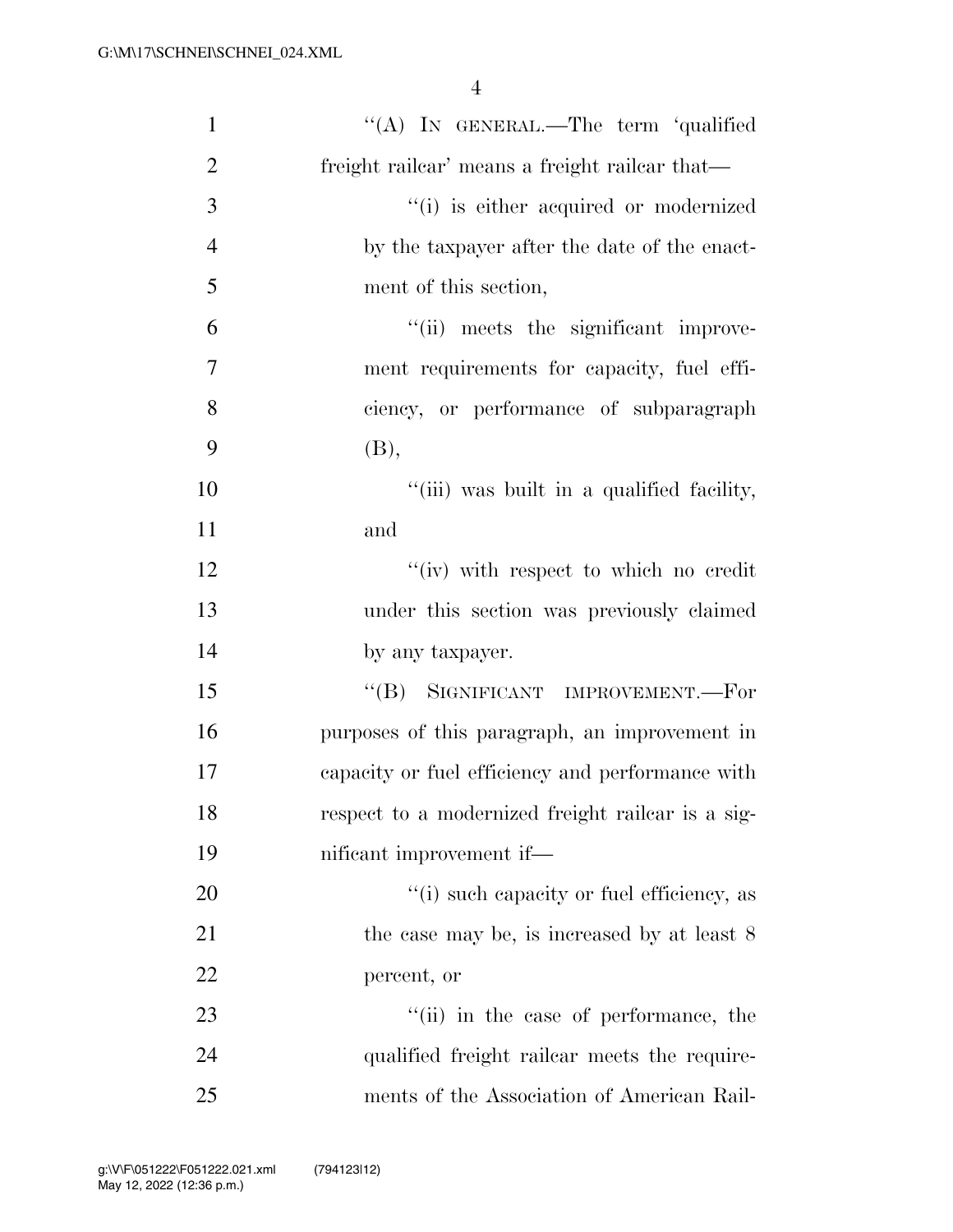"(A) IN GENERAL.—The term 'qualified freight railcar' means a freight railcar that—

"(i) is either acquired or modernized by the taxpayer after the date of the enactment of this section,

"(ii) meets the significant improvement requirements for capacity, fuel efficiency, or performance of subparagraph (B),

"(iii) was built in a qualified facility, and

"(iv) with respect to which no credit under this section was previously claimed by any taxpayer.

"(B) SIGNIFICANT IMPROVEMENT.—For purposes of this paragraph, an improvement in capacity or fuel efficiency and performance with respect to a modernized freight railcar is a significant improvement if—

"(i) such capacity or fuel efficiency, as the case may be, is increased by at least 8 percent, or

"(ii) in the case of performance, the qualified freight railcar meets the requirements of the Association of American Rail-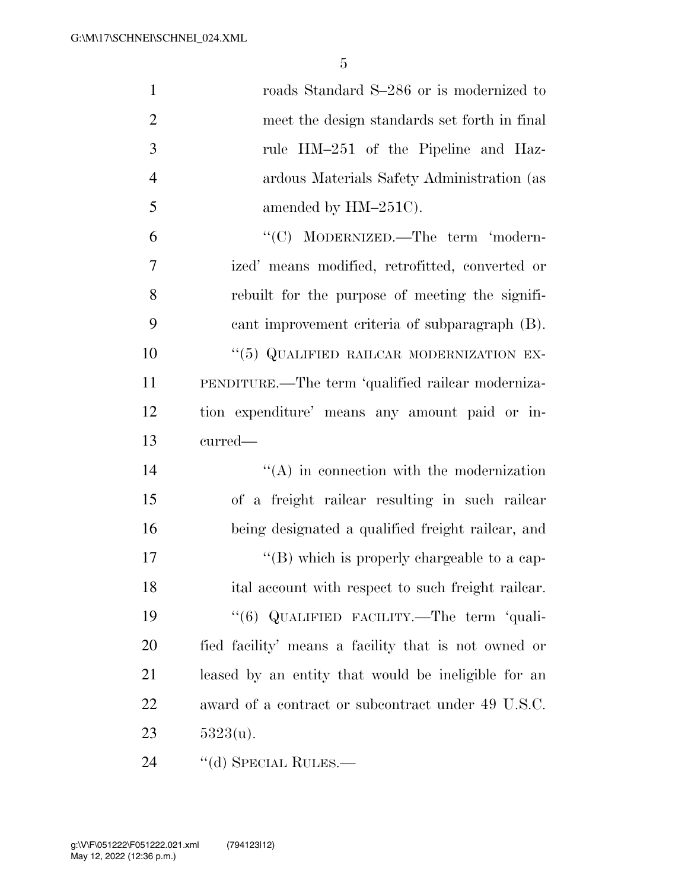roads Standard S–286 or is modernized to meet the design standards set forth in final rule HM–251 of the Pipeline and Hazardous Materials Safety Administration (as amended by HM–251C).

"(C) MODERNIZED.—The term 'modernized' means modified, retrofitted, converted or rebuilt for the purpose of meeting the significant improvement criteria of subparagraph (B).

"(5) QUALIFIED RAILCAR MODERNIZATION EXPENDITURE.—The term 'qualified railcar modernization expenditure' means any amount paid or incurred—

"(A) in connection with the modernization of a freight railcar resulting in such railcar being designated a qualified freight railcar, and

"(B) which is properly chargeable to a capital account with respect to such freight railcar.

"(6) QUALIFIED FACILITY.—The term 'qualified facility' means a facility that is not owned or leased by an entity that would be ineligible for an award of a contract or subcontract under 49 U.S.C. 5323(u).

"(d) SPECIAL RULES.—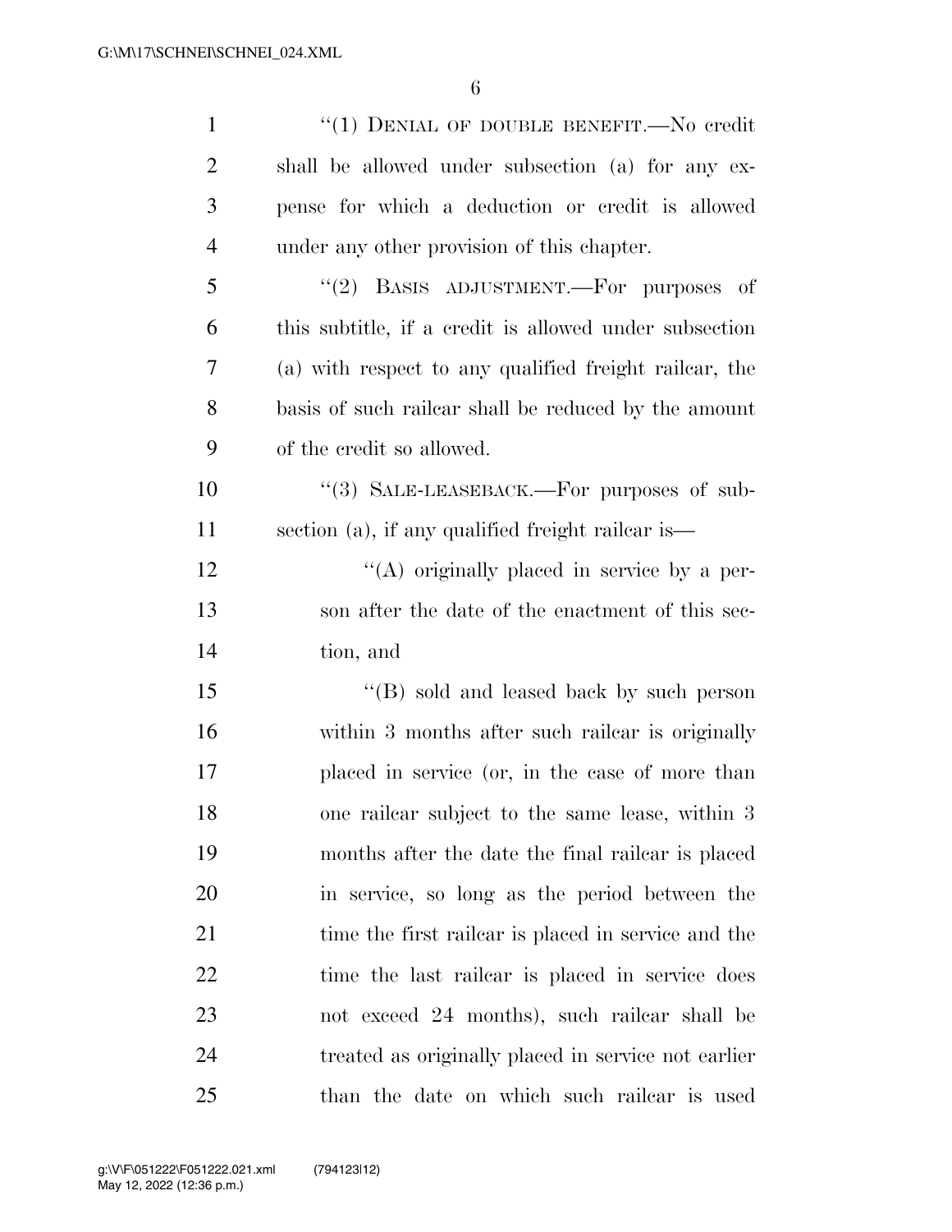"(1) DENIAL OF DOUBLE BENEFIT.—No credit shall be allowed under subsection (a) for any expense for which a deduction or credit is allowed under any other provision of this chapter.

"(2) BASIS ADJUSTMENT.—For purposes of this subtitle, if a credit is allowed under subsection (a) with respect to any qualified freight railcar, the basis of such railcar shall be reduced by the amount of the credit so allowed.

"(3) SALE-LEASEBACK.—For purposes of subsection (a), if any qualified freight railcar is—

"(A) originally placed in service by a person after the date of the enactment of this section, and

"(B) sold and leased back by such person within 3 months after such railcar is originally placed in service (or, in the case of more than one railcar subject to the same lease, within 3 months after the date the final railcar is placed in service, so long as the period between the time the first railcar is placed in service and the time the last railcar is placed in service does not exceed 24 months), such railcar shall be treated as originally placed in service not earlier than the date on which such railcar is used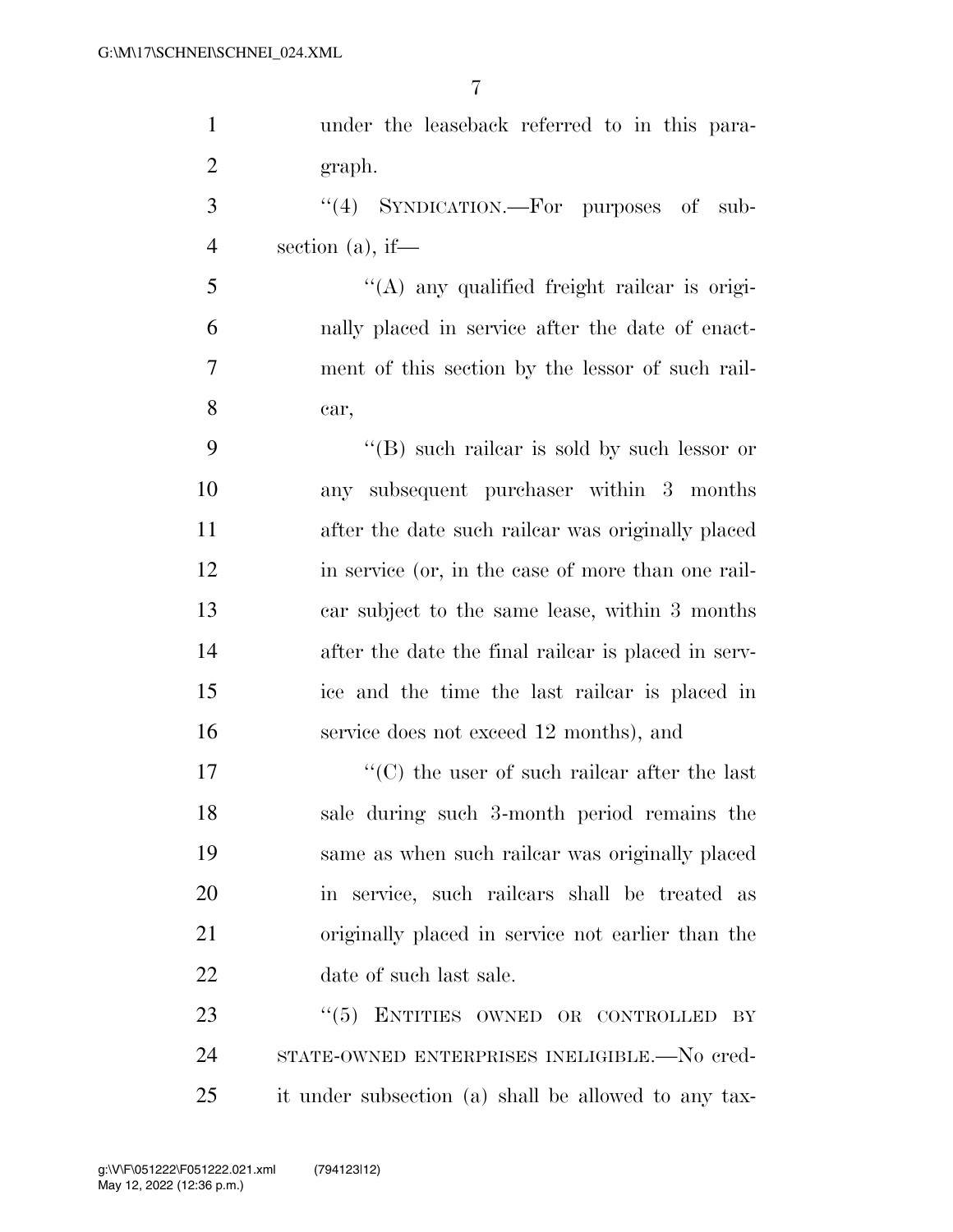under the leaseback referred to in this paragraph.

"(4) SYNDICATION.—For purposes of subsection (a), if—

"(A) any qualified freight railcar is originally placed in service after the date of enactment of this section by the lessor of such railcar,

"(B) such railcar is sold by such lessor or any subsequent purchaser within 3 months after the date such railcar was originally placed in service (or, in the case of more than one railcar subject to the same lease, within 3 months after the date the final railcar is placed in service and the time the last railcar is placed in service does not exceed 12 months), and

"(C) the user of such railcar after the last sale during such 3-month period remains the same as when such railcar was originally placed in service, such railcars shall be treated as originally placed in service not earlier than the date of such last sale.

"(5) ENTITIES OWNED OR CONTROLLED BY STATE-OWNED ENTERPRISES INELIGIBLE.—No credit under subsection (a) shall be allowed to any tax-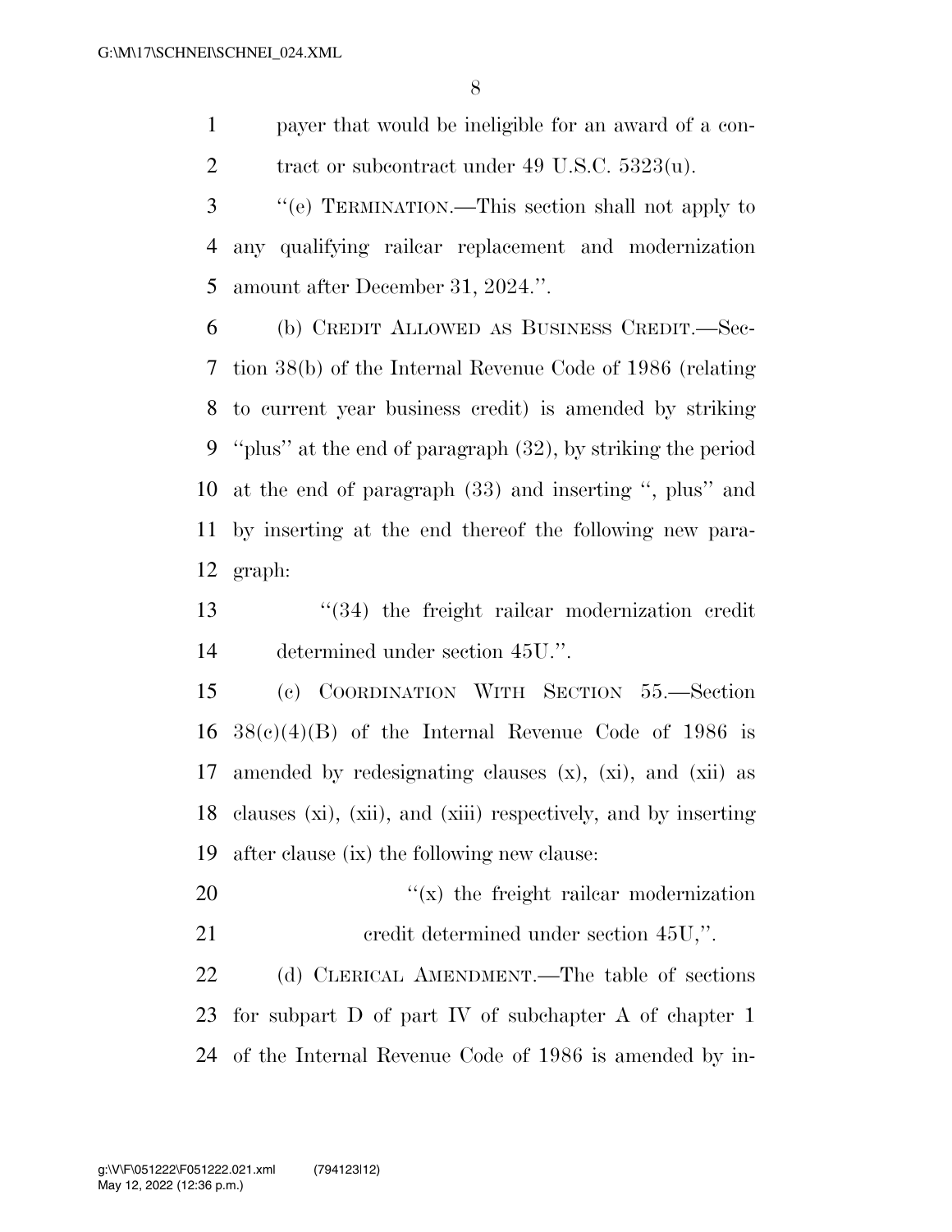payer that would be ineligible for an award of a contract or subcontract under 49 U.S.C. 5323(u).

"(e) TERMINATION.—This section shall not apply to any qualifying railcar replacement and modernization amount after December 31, 2024.".

(b) CREDIT ALLOWED AS BUSINESS CREDIT.—Section 38(b) of the Internal Revenue Code of 1986 (relating to current year business credit) is amended by striking "plus" at the end of paragraph (32), by striking the period at the end of paragraph (33) and inserting ", plus" and by inserting at the end thereof the following new paragraph:

"(34) the freight railcar modernization credit determined under section 45U.".

(c) COORDINATION WITH SECTION 55.—Section 38(c)(4)(B) of the Internal Revenue Code of 1986 is amended by redesignating clauses (x), (xi), and (xii) as clauses (xi), (xii), and (xiii) respectively, and by inserting after clause (ix) the following new clause:

"(x) the freight railcar modernization credit determined under section 45U,".

(d) CLERICAL AMENDMENT.—The table of sections for subpart D of part IV of subchapter A of chapter 1 of the Internal Revenue Code of 1986 is amended by in-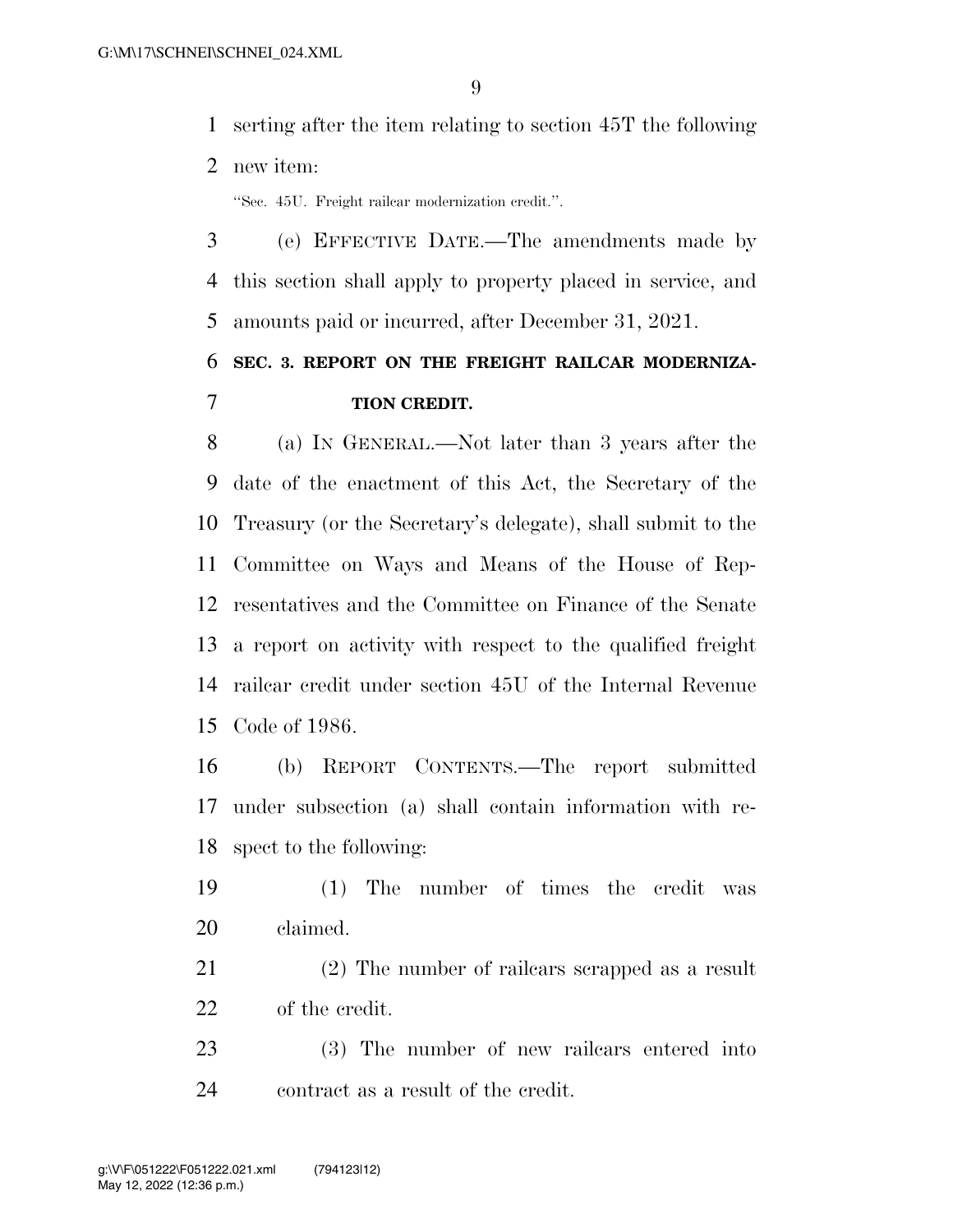serting after the item relating to section 45T the following new item:

"Sec. 45U. Freight railcar modernization credit.".

(e) EFFECTIVE DATE.—The amendments made by this section shall apply to property placed in service, and amounts paid or incurred, after December 31, 2021.

## SEC. 3. REPORT ON THE FREIGHT RAILCAR MODERNIZATION CREDIT.

(a) IN GENERAL.—Not later than 3 years after the date of the enactment of this Act, the Secretary of the Treasury (or the Secretary's delegate), shall submit to the Committee on Ways and Means of the House of Representatives and the Committee on Finance of the Senate a report on activity with respect to the qualified freight railcar credit under section 45U of the Internal Revenue Code of 1986.

(b) REPORT CONTENTS.—The report submitted under subsection (a) shall contain information with respect to the following:

(1) The number of times the credit was claimed.

(2) The number of railcars scrapped as a result of the credit.

(3) The number of new railcars entered into contract as a result of the credit.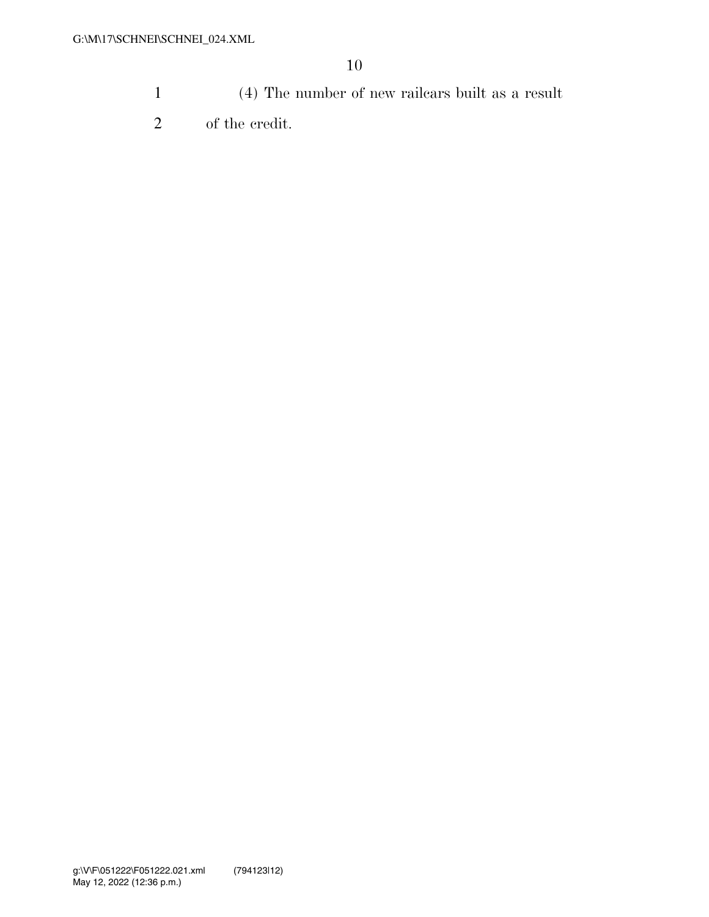(4) The number of new railcars built as a result of the credit.